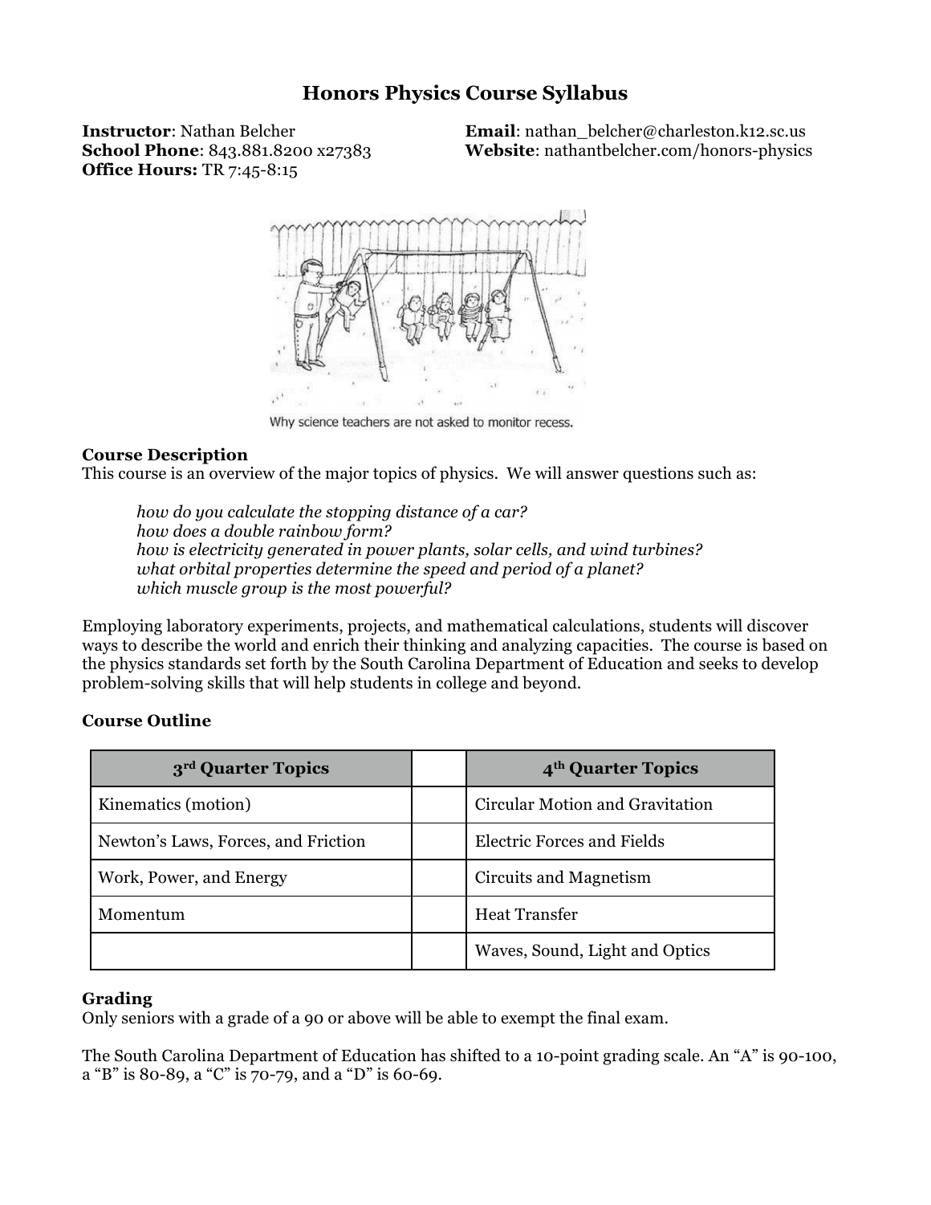# Honors Physics Course Syllabus

**Instructor**: Nathan Belcher
**School Phone**: 843.881.8200 x27383
**Office Hours:** TR 7:45-8:15
**Email**: nathan_belcher@charleston.k12.sc.us
**Website**: nathantbelcher.com/honors-physics

Why science teachers are not asked to monitor recess.

**Course Description**
This course is an overview of the major topics of physics. We will answer questions such as:

> *how do you calculate the stopping distance of a car?*
> *how does a double rainbow form?*
> *how is electricity generated in power plants, solar cells, and wind turbines?*
> *what orbital properties determine the speed and period of a planet?*
> *which muscle group is the most powerful?*

Employing laboratory experiments, projects, and mathematical calculations, students will discover ways to describe the world and enrich their thinking and analyzing capacities. The course is based on the physics standards set forth by the South Carolina Department of Education and seeks to develop problem-solving skills that will help students in college and beyond.

**Course Outline**

| 3rd Quarter Topics | | 4th Quarter Topics |
|---|---|---|
| Kinematics (motion) | | Circular Motion and Gravitation |
| Newton's Laws, Forces, and Friction | | Electric Forces and Fields |
| Work, Power, and Energy | | Circuits and Magnetism |
| Momentum | | Heat Transfer |
| | | Waves, Sound, Light and Optics |

**Grading**
Only seniors with a grade of a 90 or above will be able to exempt the final exam.

The South Carolina Department of Education has shifted to a 10-point grading scale. An "A" is 90-100, a "B" is 80-89, a "C" is 70-79, and a "D" is 60-69.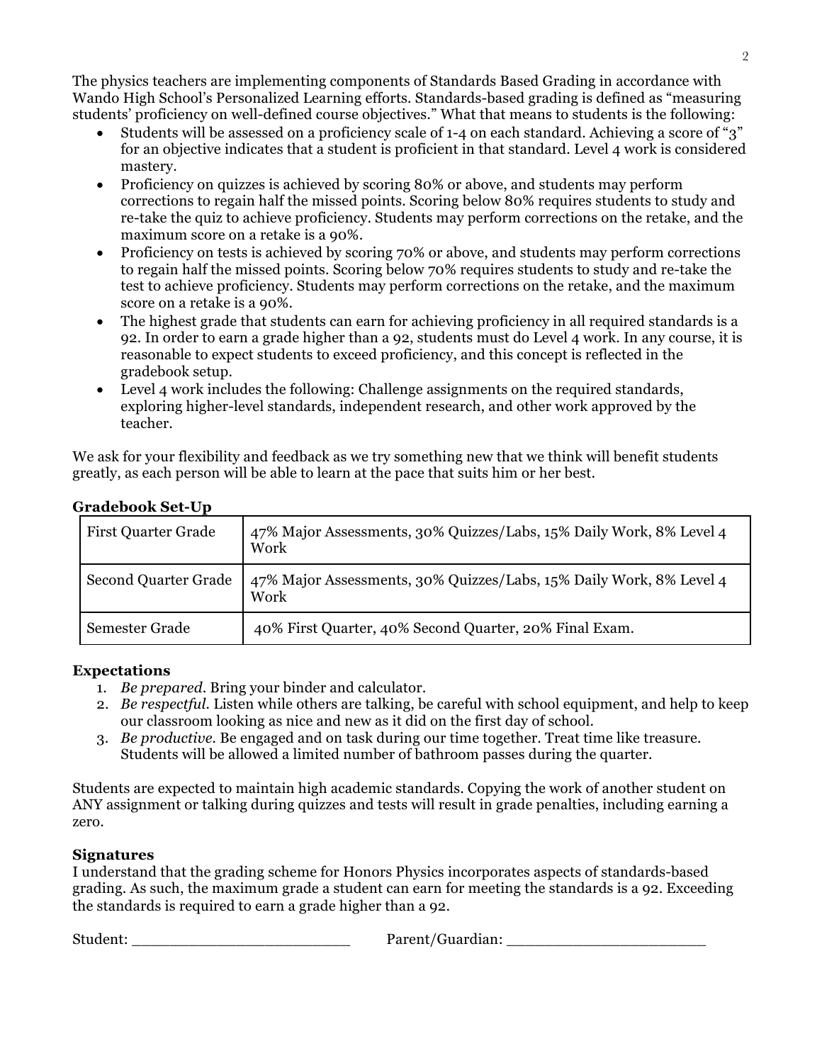The physics teachers are implementing components of Standards Based Grading in accordance with Wando High School's Personalized Learning efforts. Standards-based grading is defined as "measuring students' proficiency on well-defined course objectives." What that means to students is the following:

- Students will be assessed on a proficiency scale of 1-4 on each standard. Achieving a score of "3" for an objective indicates that a student is proficient in that standard. Level 4 work is considered mastery.
- Proficiency on quizzes is achieved by scoring 80% or above, and students may perform corrections to regain half the missed points. Scoring below 80% requires students to study and re-take the quiz to achieve proficiency. Students may perform corrections on the retake, and the maximum score on a retake is a 90%.
- Proficiency on tests is achieved by scoring 70% or above, and students may perform corrections to regain half the missed points. Scoring below 70% requires students to study and re-take the test to achieve proficiency. Students may perform corrections on the retake, and the maximum score on a retake is a 90%.
- The highest grade that students can earn for achieving proficiency in all required standards is a 92. In order to earn a grade higher than a 92, students must do Level 4 work. In any course, it is reasonable to expect students to exceed proficiency, and this concept is reflected in the gradebook setup.
- Level 4 work includes the following: Challenge assignments on the required standards, exploring higher-level standards, independent research, and other work approved by the teacher.

We ask for your flexibility and feedback as we try something new that we think will benefit students greatly, as each person will be able to learn at the pace that suits him or her best.

**Gradebook Set-Up**

| | |
|---|---|
| First Quarter Grade | 47% Major Assessments, 30% Quizzes/Labs, 15% Daily Work, 8% Level 4 Work |
| Second Quarter Grade | 47% Major Assessments, 30% Quizzes/Labs, 15% Daily Work, 8% Level 4 Work |
| Semester Grade | 40% First Quarter, 40% Second Quarter, 20% Final Exam. |

**Expectations**

1. *Be prepared*. Bring your binder and calculator.
2. *Be respectful*. Listen while others are talking, be careful with school equipment, and help to keep our classroom looking as nice and new as it did on the first day of school.
3. *Be productive*. Be engaged and on task during our time together. Treat time like treasure. Students will be allowed a limited number of bathroom passes during the quarter.

Students are expected to maintain high academic standards. Copying the work of another student on ANY assignment or talking during quizzes and tests will result in grade penalties, including earning a zero.

**Signatures**

I understand that the grading scheme for Honors Physics incorporates aspects of standards-based grading. As such, the maximum grade a student can earn for meeting the standards is a 92. Exceeding the standards is required to earn a grade higher than a 92.

Student: ___________________________ Parent/Guardian: _________________________